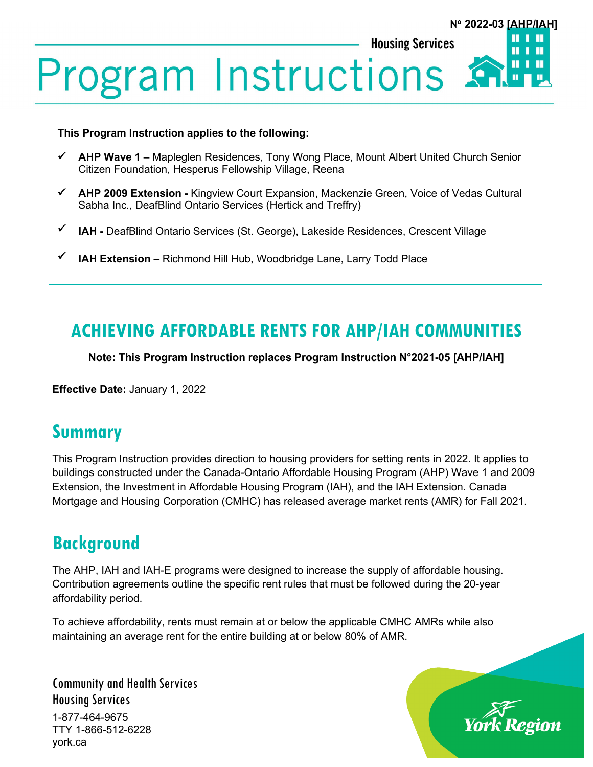N° 2022-03 [AHP/IAH]

Housing Services

# Program Instructions

**This Program Instruction applies to the following:**

- ✓ **AHP Wave 1 –** Mapleglen Residences, Tony Wong Place, Mount Albert United Church Senior Citizen Foundation, Hesperus Fellowship Village, Reena
- ✓ **AHP 2009 Extension -** Kingview Court Expansion, Mackenzie Green, Voice of Vedas Cultural Sabha Inc., DeafBlind Ontario Services (Hertick and Treffry)
- ✓ **IAH -** DeafBlind Ontario Services (St. George), Lakeside Residences, Crescent Village
- ✓ **IAH Extension –** Richmond Hill Hub, Woodbridge Lane, Larry Todd Place

## ACHIEVING AFFORDABLE RENTS FOR AHP/IAH COMMUNITIES

**Note: This Program Instruction replaces Program Instruction N°2021-05 [AHP/IAH]**

**Effective Date:** January 1, 2022

## Summary

This Program Instruction provides direction to housing providers for setting rents in 2022. It applies to buildings constructed under the Canada-Ontario Affordable Housing Program (AHP) Wave 1 and 2009 Extension, the Investment in Affordable Housing Program (IAH), and the IAH Extension. Canada Mortgage and Housing Corporation (CMHC) has released average market rents (AMR) for Fall 2021.

## Background

The AHP, IAH and IAH-E programs were designed to increase the supply of affordable housing. Contribution agreements outline the specific rent rules that must be followed during the 20-year affordability period.

To achieve affordability, rents must remain at or below the applicable CMHC AMRs while also maintaining an average rent for the entire building at or below 80% of AMR.

Community and Health Services
Housing Services
1-877-464-9675
TTY 1-866-512-6228
york.ca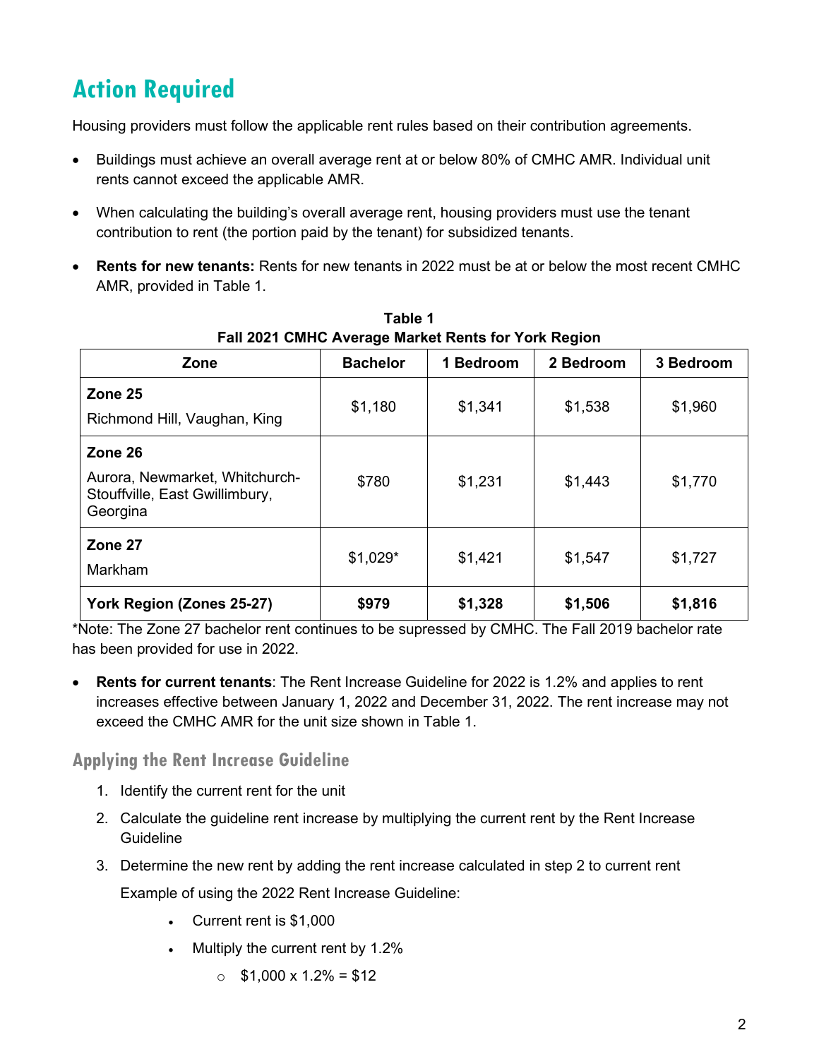# Action Required

Housing providers must follow the applicable rent rules based on their contribution agreements.

- Buildings must achieve an overall average rent at or below 80% of CMHC AMR. Individual unit rents cannot exceed the applicable AMR.
- When calculating the building's overall average rent, housing providers must use the tenant contribution to rent (the portion paid by the tenant) for subsidized tenants.
- **Rents for new tenants:** Rents for new tenants in 2022 must be at or below the most recent CMHC AMR, provided in Table 1.

**Table 1**
**Fall 2021 CMHC Average Market Rents for York Region**

| Zone | Bachelor | 1 Bedroom | 2 Bedroom | 3 Bedroom |
|---|---|---|---|---|
| **Zone 25** Richmond Hill, Vaughan, King | $1,180 | $1,341 | $1,538 | $1,960 |
| **Zone 26** Aurora, Newmarket, Whitchurch-Stouffville, East Gwillimbury, Georgina | $780 | $1,231 | $1,443 | $1,770 |
| **Zone 27** Markham | $1,029* | $1,421 | $1,547 | $1,727 |
| **York Region (Zones 25-27)** | **$979** | **$1,328** | **$1,506** | **$1,816** |

*Note: The Zone 27 bachelor rent continues to be supressed by CMHC. The Fall 2019 bachelor rate has been provided for use in 2022.

- **Rents for current tenants**: The Rent Increase Guideline for 2022 is 1.2% and applies to rent increases effective between January 1, 2022 and December 31, 2022. The rent increase may not exceed the CMHC AMR for the unit size shown in Table 1.

## Applying the Rent Increase Guideline

1. Identify the current rent for the unit
2. Calculate the guideline rent increase by multiplying the current rent by the Rent Increase Guideline
3. Determine the new rent by adding the rent increase calculated in step 2 to current rent

   Example of using the 2022 Rent Increase Guideline:

   - Current rent is $1,000
   - Multiply the current rent by 1.2%
     - $1,000 x 1.2% = $12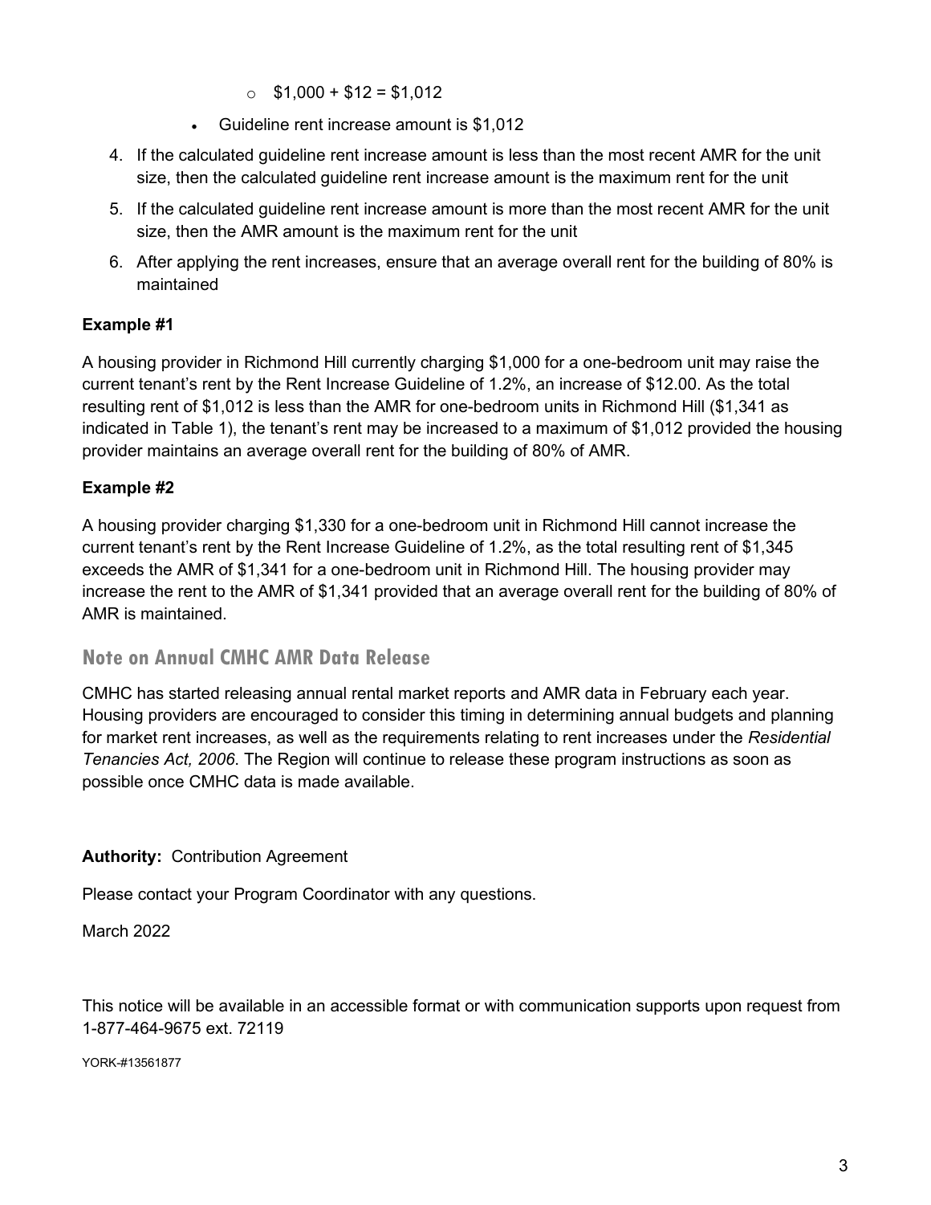- $1,000 + $12 = $1,012

    - Guideline rent increase amount is $1,012

4. If the calculated guideline rent increase amount is less than the most recent AMR for the unit size, then the calculated guideline rent increase amount is the maximum rent for the unit
5. If the calculated guideline rent increase amount is more than the most recent AMR for the unit size, then the AMR amount is the maximum rent for the unit
6. After applying the rent increases, ensure that an average overall rent for the building of 80% is maintained

**Example #1**

A housing provider in Richmond Hill currently charging $1,000 for a one-bedroom unit may raise the current tenant's rent by the Rent Increase Guideline of 1.2%, an increase of $12.00. As the total resulting rent of $1,012 is less than the AMR for one-bedroom units in Richmond Hill ($1,341 as indicated in Table 1), the tenant's rent may be increased to a maximum of $1,012 provided the housing provider maintains an average overall rent for the building of 80% of AMR.

**Example #2**

A housing provider charging $1,330 for a one-bedroom unit in Richmond Hill cannot increase the current tenant's rent by the Rent Increase Guideline of 1.2%, as the total resulting rent of $1,345 exceeds the AMR of $1,341 for a one-bedroom unit in Richmond Hill. The housing provider may increase the rent to the AMR of $1,341 provided that an average overall rent for the building of 80% of AMR is maintained.

## Note on Annual CMHC AMR Data Release

CMHC has started releasing annual rental market reports and AMR data in February each year. Housing providers are encouraged to consider this timing in determining annual budgets and planning for market rent increases, as well as the requirements relating to rent increases under the *Residential Tenancies Act, 2006*. The Region will continue to release these program instructions as soon as possible once CMHC data is made available.

**Authority:** Contribution Agreement

Please contact your Program Coordinator with any questions.

March 2022

This notice will be available in an accessible format or with communication supports upon request from 1-877-464-9675 ext. 72119

YORK-#13561877